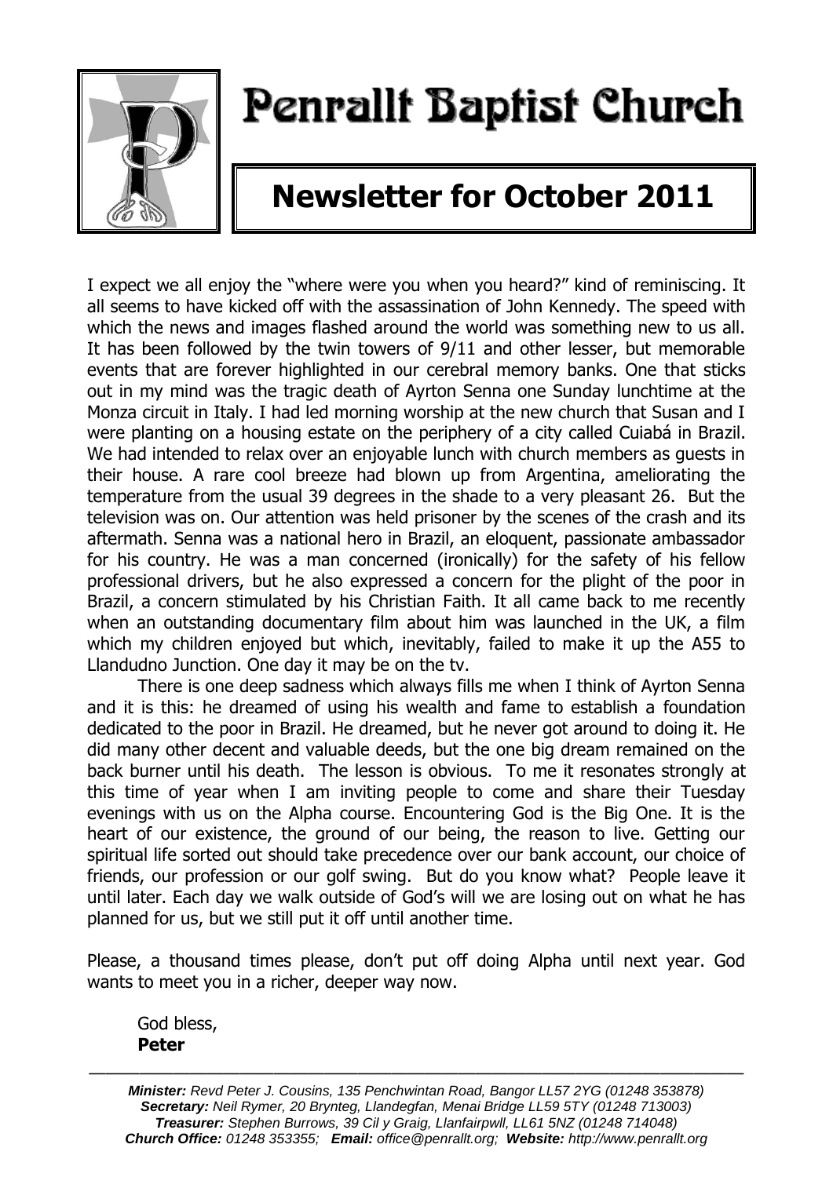# Penrallt Baptist Church

## Newsletter for October 2011

I expect we all enjoy the "where were you when you heard?" kind of reminiscing. It all seems to have kicked off with the assassination of John Kennedy. The speed with which the news and images flashed around the world was something new to us all. It has been followed by the twin towers of 9/11 and other lesser, but memorable events that are forever highlighted in our cerebral memory banks. One that sticks out in my mind was the tragic death of Ayrton Senna one Sunday lunchtime at the Monza circuit in Italy. I had led morning worship at the new church that Susan and I were planting on a housing estate on the periphery of a city called Cuiabá in Brazil. We had intended to relax over an enjoyable lunch with church members as guests in their house. A rare cool breeze had blown up from Argentina, ameliorating the temperature from the usual 39 degrees in the shade to a very pleasant 26. But the television was on. Our attention was held prisoner by the scenes of the crash and its aftermath. Senna was a national hero in Brazil, an eloquent, passionate ambassador for his country. He was a man concerned (ironically) for the safety of his fellow professional drivers, but he also expressed a concern for the plight of the poor in Brazil, a concern stimulated by his Christian Faith. It all came back to me recently when an outstanding documentary film about him was launched in the UK, a film which my children enjoyed but which, inevitably, failed to make it up the A55 to Llandudno Junction. One day it may be on the tv.

There is one deep sadness which always fills me when I think of Ayrton Senna and it is this: he dreamed of using his wealth and fame to establish a foundation dedicated to the poor in Brazil. He dreamed, but he never got around to doing it. He did many other decent and valuable deeds, but the one big dream remained on the back burner until his death. The lesson is obvious. To me it resonates strongly at this time of year when I am inviting people to come and share their Tuesday evenings with us on the Alpha course. Encountering God is the Big One. It is the heart of our existence, the ground of our being, the reason to live. Getting our spiritual life sorted out should take precedence over our bank account, our choice of friends, our profession or our golf swing. But do you know what? People leave it until later. Each day we walk outside of God's will we are losing out on what he has planned for us, but we still put it off until another time.

Please, a thousand times please, don't put off doing Alpha until next year. God wants to meet you in a richer, deeper way now.

God bless,
**Peter**

---

***Minister:*** *Revd Peter J. Cousins, 135 Penchwintan Road, Bangor LL57 2YG (01248 353878)*
***Secretary:*** *Neil Rymer, 20 Brynteg, Llandegfan, Menai Bridge LL59 5TY (01248 713003)*
***Treasurer:*** *Stephen Burrows, 39 Cil y Graig, Llanfairpwll, LL61 5NZ (01248 714048)*
***Church Office:*** *01248 353355;* ***Email:*** *office@penrallt.org;* ***Website:*** *http://www.penrallt.org*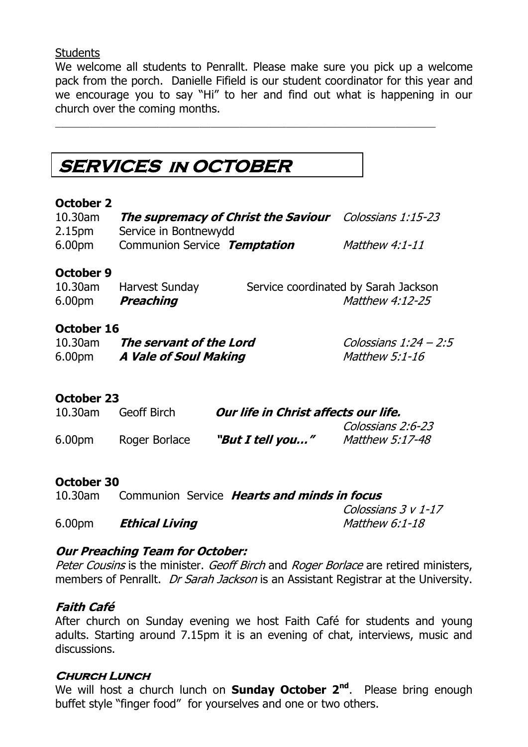Students

We welcome all students to Penrallt. Please make sure you pick up a welcome pack from the porch. Danielle Fifield is our student coordinator for this year and we encourage you to say "Hi" to her and find out what is happening in our church over the coming months.

---

# SERVICES IN OCTOBER

**October 2**

| | | |
|---|---|---|
| 10.30am | ***The supremacy of Christ the Saviour*** | *Colossians 1:15-23* |
| 2.15pm | Service in Bontnewydd | |
| 6.00pm | Communion Service ***Temptation*** | *Matthew 4:1-11* |

**October 9**

| | | |
|---|---|---|
| 10.30am | Harvest Sunday | Service coordinated by Sarah Jackson |
| 6.00pm | ***Preaching*** | *Matthew 4:12-25* |

**October 16**

| | | |
|---|---|---|
| 10.30am | ***The servant of the Lord*** | *Colossians 1:24 – 2:5* |
| 6.00pm | ***A Vale of Soul Making*** | *Matthew 5:1-16* |

**October 23**

| | | | |
|---|---|---|---|
| 10.30am | Geoff Birch | ***Our life in Christ affects our life.*** | *Colossians 2:6-23* |
| 6.00pm | Roger Borlace | ***"But I tell you…"*** | *Matthew 5:17-48* |

**October 30**

| | | |
|---|---|---|
| 10.30am | Communion Service ***Hearts and minds in focus*** | *Colossians 3 v 1-17* |
| 6.00pm | ***Ethical Living*** | *Matthew 6:1-18* |

### *Our Preaching Team for October:*

*Peter Cousins* is the minister. *Geoff Birch* and *Roger Borlace* are retired ministers, members of Penrallt. *Dr Sarah Jackson* is an Assistant Registrar at the University.

### *Faith Café*

After church on Sunday evening we host Faith Café for students and young adults. Starting around 7.15pm it is an evening of chat, interviews, music and discussions.

### *Church Lunch*

We will host a church lunch on **Sunday October 2nd**. Please bring enough buffet style "finger food" for yourselves and one or two others.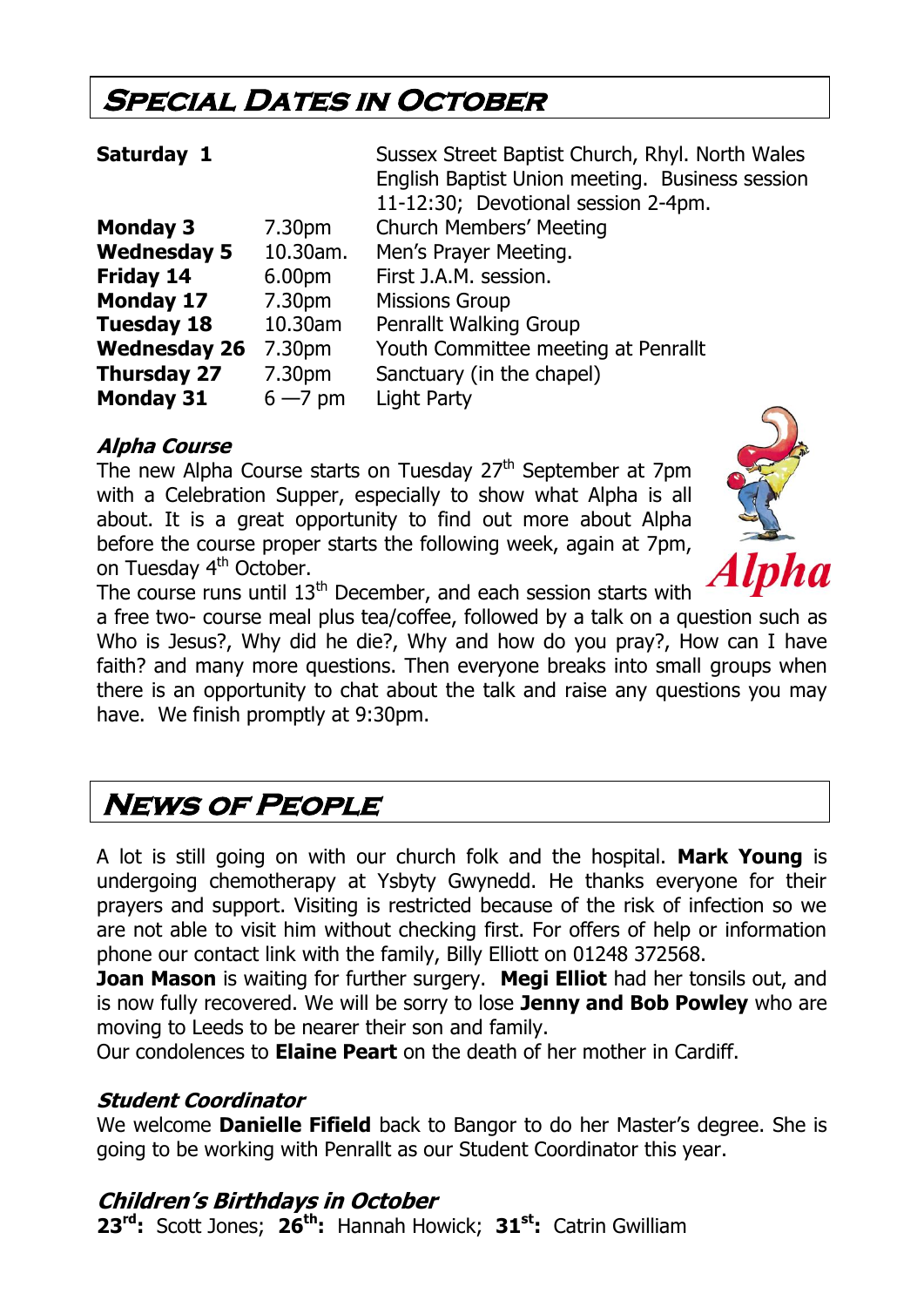# Special Dates in October

| | | |
|---|---|---|
| **Saturday 1** | | Sussex Street Baptist Church, Rhyl. North Wales English Baptist Union meeting. Business session 11-12:30; Devotional session 2-4pm. |
| **Monday 3** | 7.30pm | Church Members' Meeting |
| **Wednesday 5** | 10.30am. | Men's Prayer Meeting. |
| **Friday 14** | 6.00pm | First J.A.M. session. |
| **Monday 17** | 7.30pm | Missions Group |
| **Tuesday 18** | 10.30am | Penrallt Walking Group |
| **Wednesday 26** | 7.30pm | Youth Committee meeting at Penrallt |
| **Thursday 27** | 7.30pm | Sanctuary (in the chapel) |
| **Monday 31** | 6 —7 pm | Light Party |

### *Alpha Course*

The new Alpha Course starts on Tuesday 27th September at 7pm with a Celebration Supper, especially to show what Alpha is all about. It is a great opportunity to find out more about Alpha before the course proper starts the following week, again at 7pm, on Tuesday 4th October.

The course runs until 13th December, and each session starts with a free two- course meal plus tea/coffee, followed by a talk on a question such as Who is Jesus?, Why did he die?, Why and how do you pray?, How can I have faith? and many more questions. Then everyone breaks into small groups when there is an opportunity to chat about the talk and raise any questions you may have. We finish promptly at 9:30pm.

# News of People

A lot is still going on with our church folk and the hospital. **Mark Young** is undergoing chemotherapy at Ysbyty Gwynedd. He thanks everyone for their prayers and support. Visiting is restricted because of the risk of infection so we are not able to visit him without checking first. For offers of help or information phone our contact link with the family, Billy Elliott on 01248 372568.

**Joan Mason** is waiting for further surgery. **Megi Elliot** had her tonsils out, and is now fully recovered. We will be sorry to lose **Jenny and Bob Powley** who are moving to Leeds to be nearer their son and family.

Our condolences to **Elaine Peart** on the death of her mother in Cardiff.

### *Student Coordinator*

We welcome **Danielle Fifield** back to Bangor to do her Master's degree. She is going to be working with Penrallt as our Student Coordinator this year.

### *Children's Birthdays in October*

**23rd:** Scott Jones; **26th:** Hannah Howick; **31st:** Catrin Gwilliam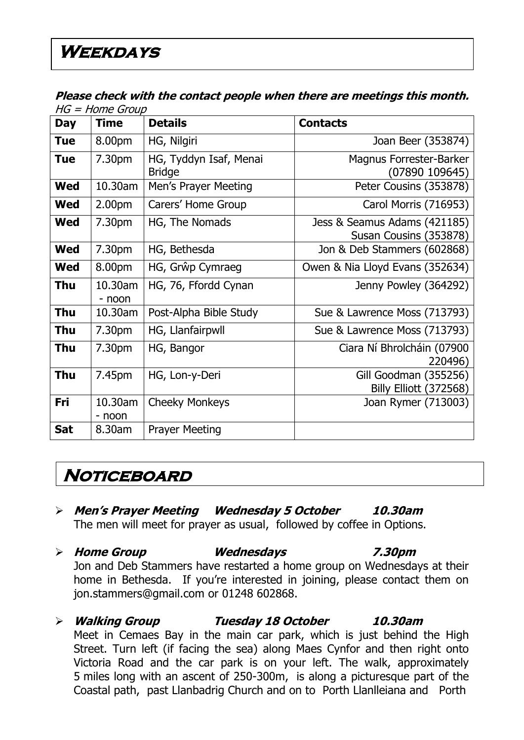# Weekdays

***Please check with the contact people when there are meetings this month.***
*HG = Home Group*

| Day | Time | Details | Contacts |
|---|---|---|---|
| **Tue** | 8.00pm | HG, Nilgiri | Joan Beer (353874) |
| **Tue** | 7.30pm | HG, Tyddyn Isaf, Menai Bridge | Magnus Forrester-Barker (07890 109645) |
| **Wed** | 10.30am | Men's Prayer Meeting | Peter Cousins (353878) |
| **Wed** | 2.00pm | Carers' Home Group | Carol Morris (716953) |
| **Wed** | 7.30pm | HG, The Nomads | Jess & Seamus Adams (421185) Susan Cousins (353878) |
| **Wed** | 7.30pm | HG, Bethesda | Jon & Deb Stammers (602868) |
| **Wed** | 8.00pm | HG, Grŵp Cymraeg | Owen & Nia Lloyd Evans (352634) |
| **Thu** | 10.30am - noon | HG, 76, Ffordd Cynan | Jenny Powley (364292) |
| **Thu** | 10.30am | Post-Alpha Bible Study | Sue & Lawrence Moss (713793) |
| **Thu** | 7.30pm | HG, Llanfairpwll | Sue & Lawrence Moss (713793) |
| **Thu** | 7.30pm | HG, Bangor | Ciara Ní Bhrolcháin (07900 220496) |
| **Thu** | 7.45pm | HG, Lon-y-Deri | Gill Goodman (355256) Billy Elliott (372568) |
| **Fri** | 10.30am - noon | Cheeky Monkeys | Joan Rymer (713003) |
| **Sat** | 8.30am | Prayer Meeting | |

# Noticeboard

- ***Men's Prayer Meeting Wednesday 5 October 10.30am***
  The men will meet for prayer as usual, followed by coffee in Options.

- ***Home Group Wednesdays 7.30pm***
  Jon and Deb Stammers have restarted a home group on Wednesdays at their home in Bethesda. If you're interested in joining, please contact them on jon.stammers@gmail.com or 01248 602868.

- ***Walking Group Tuesday 18 October 10.30am***
  Meet in Cemaes Bay in the main car park, which is just behind the High Street. Turn left (if facing the sea) along Maes Cynfor and then right onto Victoria Road and the car park is on your left. The walk, approximately 5 miles long with an ascent of 250-300m, is along a picturesque part of the Coastal path, past Llanbadrig Church and on to Porth Llanlleiana and Porth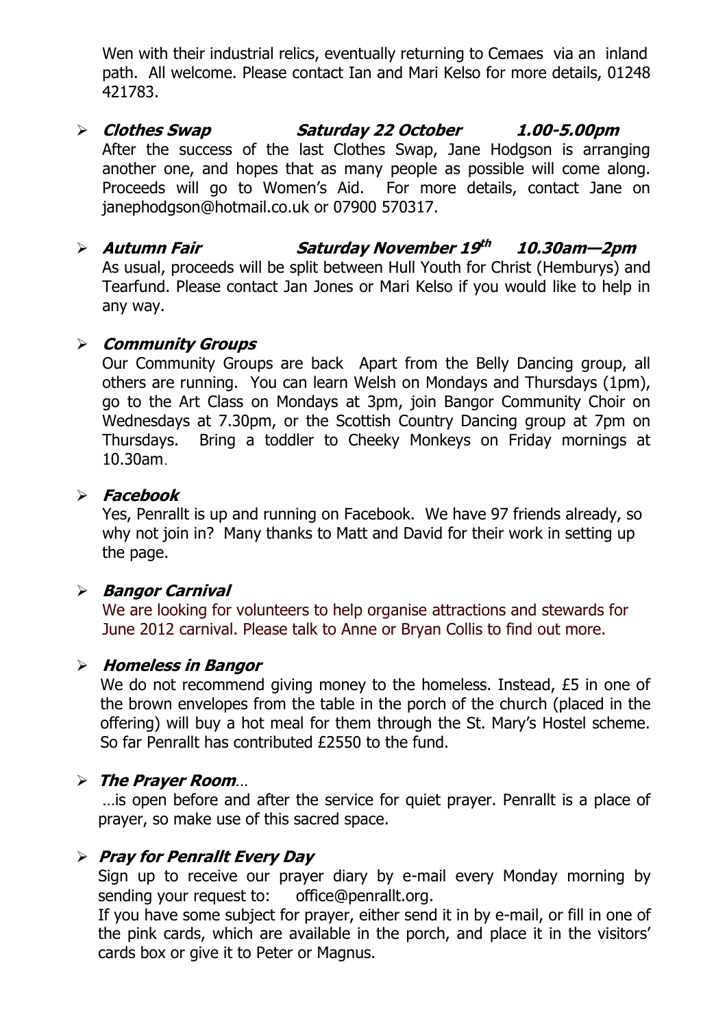Wen with their industrial relics, eventually returning to Cemaes via an inland path. All welcome. Please contact Ian and Mari Kelso for more details, 01248 421783.

- ***Clothes Swap*** ***Saturday 22 October*** ***1.00-5.00pm***
  After the success of the last Clothes Swap, Jane Hodgson is arranging another one, and hopes that as many people as possible will come along. Proceeds will go to Women's Aid. For more details, contact Jane on janephodgson@hotmail.co.uk or 07900 570317.

- ***Autumn Fair*** ***Saturday November 19th*** ***10.30am—2pm***
  As usual, proceeds will be split between Hull Youth for Christ (Hemburys) and Tearfund. Please contact Jan Jones or Mari Kelso if you would like to help in any way.

- ***Community Groups***
  Our Community Groups are back Apart from the Belly Dancing group, all others are running. You can learn Welsh on Mondays and Thursdays (1pm), go to the Art Class on Mondays at 3pm, join Bangor Community Choir on Wednesdays at 7.30pm, or the Scottish Country Dancing group at 7pm on Thursdays. Bring a toddler to Cheeky Monkeys on Friday mornings at 10.30am.

- ***Facebook***
  Yes, Penrallt is up and running on Facebook. We have 97 friends already, so why not join in? Many thanks to Matt and David for their work in setting up the page.

- ***Bangor Carnival***
  We are looking for volunteers to help organise attractions and stewards for June 2012 carnival. Please talk to Anne or Bryan Collis to find out more.

- ***Homeless in Bangor***
  We do not recommend giving money to the homeless. Instead, £5 in one of the brown envelopes from the table in the porch of the church (placed in the offering) will buy a hot meal for them through the St. Mary's Hostel scheme. So far Penrallt has contributed £2550 to the fund.

- ***The Prayer Room***…
  …is open before and after the service for quiet prayer. Penrallt is a place of prayer, so make use of this sacred space.

- ***Pray for Penrallt Every Day***
  Sign up to receive our prayer diary by e-mail every Monday morning by sending your request to: office@penrallt.org.
  If you have some subject for prayer, either send it in by e-mail, or fill in one of the pink cards, which are available in the porch, and place it in the visitors' cards box or give it to Peter or Magnus.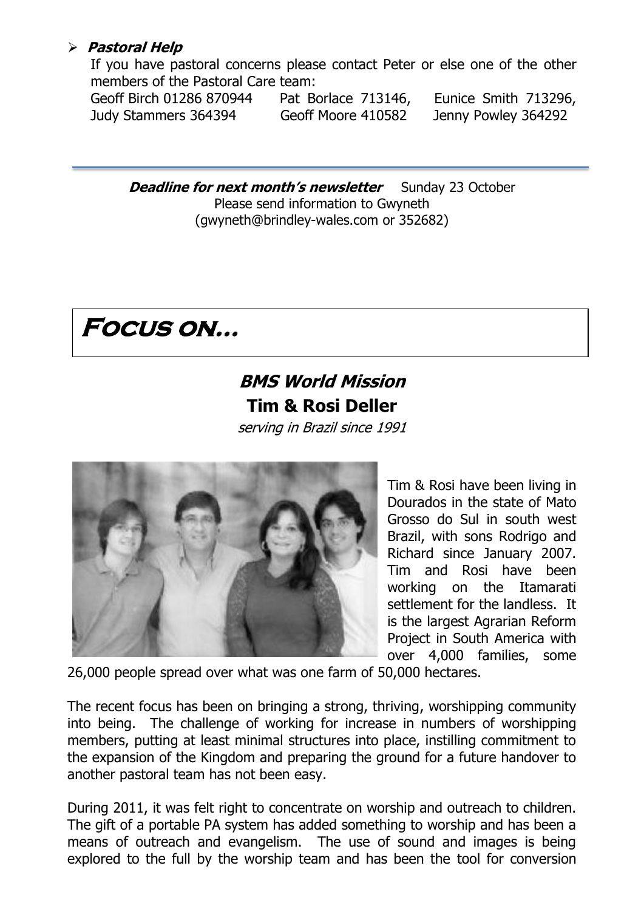- ***Pastoral Help***

  If you have pastoral concerns please contact Peter or else one of the other members of the Pastoral Care team:

  Geoff Birch 01286 870944 Pat Borlace 713146, Eunice Smith 713296, Judy Stammers 364394 Geoff Moore 410582 Jenny Powley 364292

---

***Deadline for next month's newsletter*** Sunday 23 October
Please send information to Gwyneth
(gwyneth@brindley-wales.com or 352682)

# *Focus on…*

## *BMS World Mission*

## Tim & Rosi Deller

*serving in Brazil since 1991*

Tim & Rosi have been living in Dourados in the state of Mato Grosso do Sul in south west Brazil, with sons Rodrigo and Richard since January 2007. Tim and Rosi have been working on the Itamarati settlement for the landless. It is the largest Agrarian Reform Project in South America with over 4,000 families, some 26,000 people spread over what was one farm of 50,000 hectares.

The recent focus has been on bringing a strong, thriving, worshipping community into being. The challenge of working for increase in numbers of worshipping members, putting at least minimal structures into place, instilling commitment to the expansion of the Kingdom and preparing the ground for a future handover to another pastoral team has not been easy.

During 2011, it was felt right to concentrate on worship and outreach to children. The gift of a portable PA system has added something to worship and has been a means of outreach and evangelism. The use of sound and images is being explored to the full by the worship team and has been the tool for conversion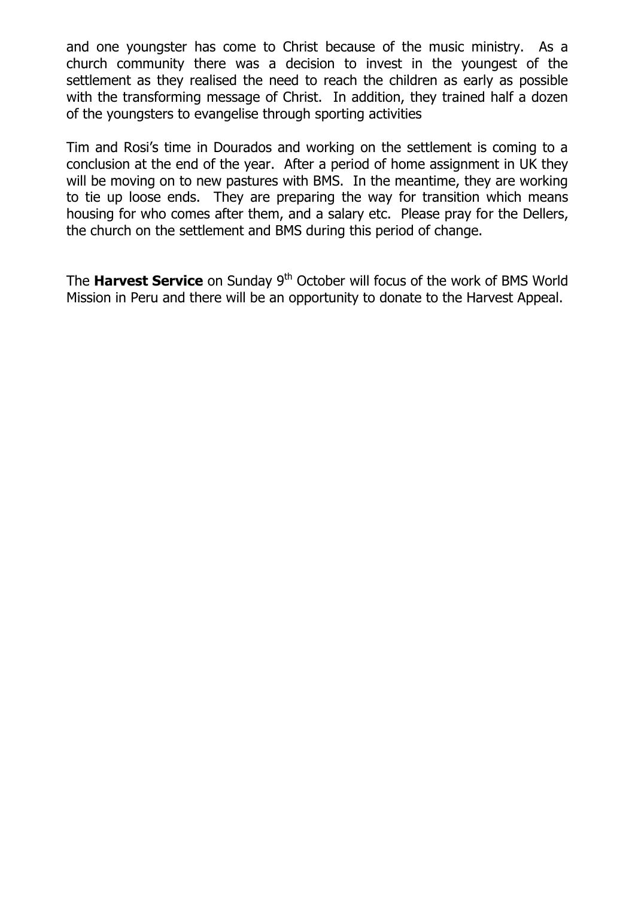and one youngster has come to Christ because of the music ministry. As a church community there was a decision to invest in the youngest of the settlement as they realised the need to reach the children as early as possible with the transforming message of Christ. In addition, they trained half a dozen of the youngsters to evangelise through sporting activities

Tim and Rosi's time in Dourados and working on the settlement is coming to a conclusion at the end of the year. After a period of home assignment in UK they will be moving on to new pastures with BMS. In the meantime, they are working to tie up loose ends. They are preparing the way for transition which means housing for who comes after them, and a salary etc. Please pray for the Dellers, the church on the settlement and BMS during this period of change.

The **Harvest Service** on Sunday 9th October will focus of the work of BMS World Mission in Peru and there will be an opportunity to donate to the Harvest Appeal.